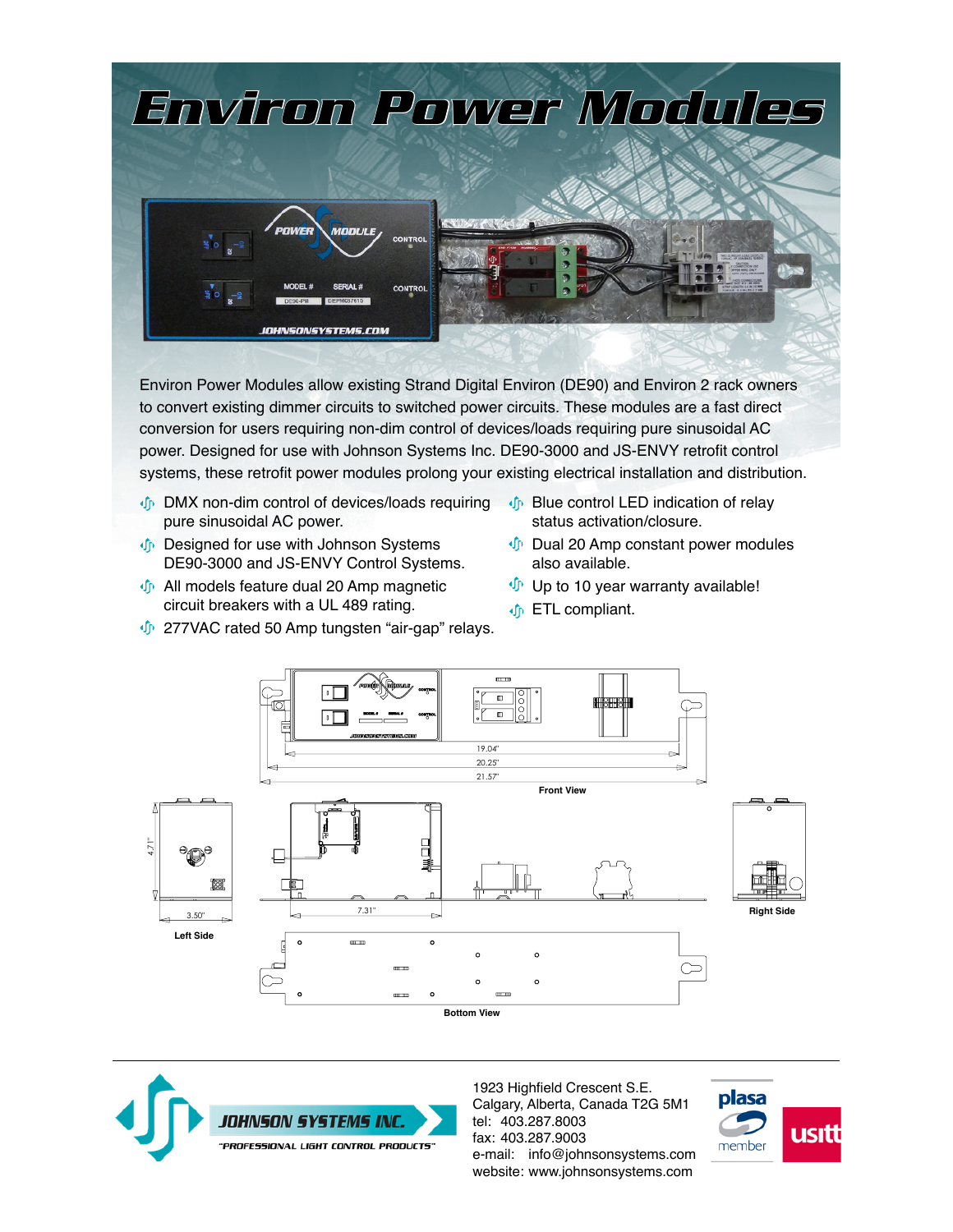# Environ Power Modules

Environ Power Modules allow existing Strand Digital Environ (DE90) and Environ 2 rack owners to convert existing dimmer circuits to switched power circuits. These modules are a fast direct conversion for users requiring non-dim control of devices/loads requiring pure sinusoidal AC power. Designed for use with Johnson Systems Inc. DE90-3000 and JS-ENVY retrofit control systems, these retrofit power modules prolong your existing electrical installation and distribution.

- DMX non-dim control of devices/loads requiring pure sinusoidal AC power.
- Designed for use with Johnson Systems DE90-3000 and JS-ENVY Control Systems.
- All models feature dual 20 Amp magnetic circuit breakers with a UL 489 rating.
- 277VAC rated 50 Amp tungsten "air-gap" relays.
- Blue control LED indication of relay status activation/closure.
- Dual 20 Amp constant power modules also available.
- Up to 10 year warranty available!
- ETL compliant.

19.04"
20.25"
21.57"

Front View

4.71"
3.50"

Left Side

7.31"

Right Side

Bottom View

JOHNSON SYSTEMS INC.
"PROFESSIONAL LIGHT CONTROL PRODUCTS"

1923 Highfield Crescent S.E.
Calgary, Alberta, Canada T2G 5M1
tel: 403.287.8003
fax: 403.287.9003
e-mail: info@johnsonsystems.com
website: www.johnsonsystems.com

plasa member

usitt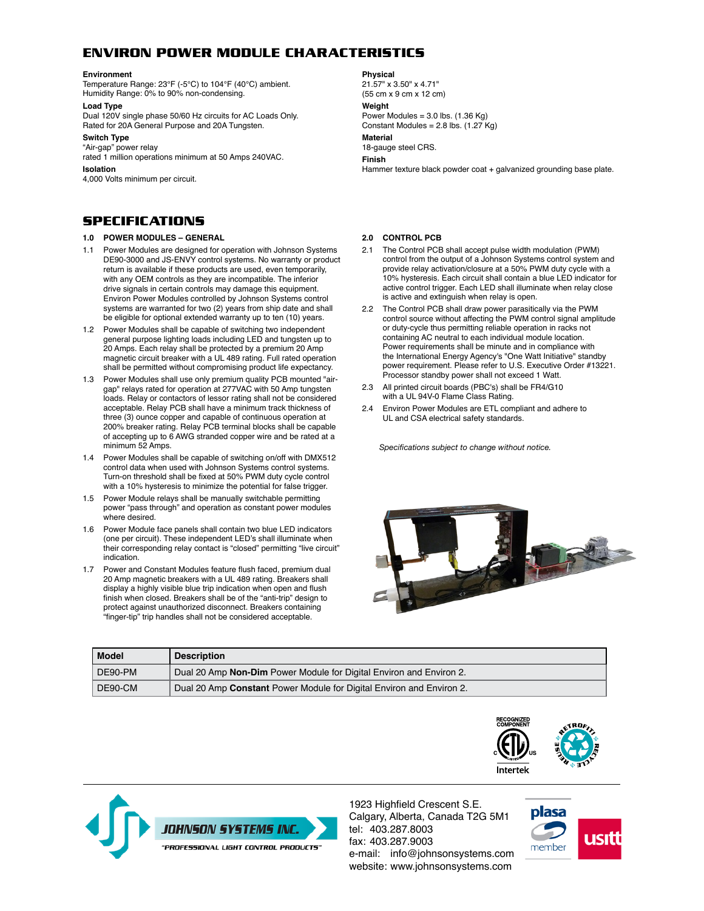# ENVIRON POWER MODULE CHARACTERISTICS

**Environment**
Temperature Range: 23°F (-5°C) to 104°F (40°C) ambient.
Humidity Range: 0% to 90% non-condensing.

**Load Type**
Dual 120V single phase 50/60 Hz circuits for AC Loads Only.
Rated for 20A General Purpose and 20A Tungsten.

**Switch Type**
"Air-gap" power relay
rated 1 million operations minimum at 50 Amps 240VAC.

**Isolation**
4,000 Volts minimum per circuit.

**Physical**
21.57" x 3.50" x 4.71"
(55 cm x 9 cm x 12 cm)

**Weight**
Power Modules = 3.0 lbs. (1.36 Kg)
Constant Modules = 2.8 lbs. (1.27 Kg)

**Material**
18-gauge steel CRS.

**Finish**
Hammer texture black powder coat + galvanized grounding base plate.

# SPECIFICATIONS

**1.0 POWER MODULES – GENERAL**

1.1 Power Modules are designed for operation with Johnson Systems DE90-3000 and JS-ENVY control systems. No warranty or product return is available if these products are used, even temporarily, with any OEM controls as they are incompatible. The inferior drive signals in certain controls may damage this equipment. Environ Power Modules controlled by Johnson Systems control systems are warranted for two (2) years from ship date and shall be eligible for optional extended warranty up to ten (10) years.

1.2 Power Modules shall be capable of switching two independent general purpose lighting loads including LED and tungsten up to 20 Amps. Each relay shall be protected by a premium 20 Amp magnetic circuit breaker with a UL 489 rating. Full rated operation shall be permitted without compromising product life expectancy.

1.3 Power Modules shall use only premium quality PCB mounted "air-gap" relays rated for operation at 277VAC with 50 Amp tungsten loads. Relay or contactors of lessor rating shall not be considered acceptable. Relay PCB shall have a minimum track thickness of three (3) ounce copper and capable of continuous operation at 200% breaker rating. Relay PCB terminal blocks shall be capable of accepting up to 6 AWG stranded copper wire and be rated at a minimum 52 Amps.

1.4 Power Modules shall be capable of switching on/off with DMX512 control data when used with Johnson Systems control systems. Turn-on threshold shall be fixed at 50% PWM duty cycle control with a 10% hysteresis to minimize the potential for false trigger.

1.5 Power Module relays shall be manually switchable permitting power "pass through" and operation as constant power modules where desired.

1.6 Power Module face panels shall contain two blue LED indicators (one per circuit). These independent LED's shall illuminate when their corresponding relay contact is "closed" permitting "live circuit" indication.

1.7 Power and Constant Modules feature flush faced, premium dual 20 Amp magnetic breakers with a UL 489 rating. Breakers shall display a highly visible blue trip indication when open and flush finish when closed. Breakers shall be of the "anti-trip" design to protect against unauthorized disconnect. Breakers containing "finger-tip" trip handles shall not be considered acceptable.

**2.0 CONTROL PCB**

2.1 The Control PCB shall accept pulse width modulation (PWM) control from the output of a Johnson Systems control system and provide relay activation/closure at a 50% PWM duty cycle with a 10% hysteresis. Each circuit shall contain a blue LED indicator for active control trigger. Each LED shall illuminate when relay close is active and extinguish when relay is open.

2.2 The Control PCB shall draw power parasitically via the PWM control source without affecting the PWM control signal amplitude or duty-cycle thus permitting reliable operation in racks not containing AC neutral to each individual module location. Power requirements shall be minute and in compliance with the International Energy Agency's "One Watt Initiative" standby power requirement. Please refer to U.S. Executive Order #13221. Processor standby power shall not exceed 1 Watt.

2.3 All printed circuit boards (PBC's) shall be FR4/G10 with a UL 94V-0 Flame Class Rating.

2.4 Environ Power Modules are ETL compliant and adhere to UL and CSA electrical safety standards.

*Specifications subject to change without notice.*

| Model | Description |
|---|---|
| DE90-PM | Dual 20 Amp **Non-Dim** Power Module for Digital Environ and Environ 2. |
| DE90-CM | Dual 20 Amp **Constant** Power Module for Digital Environ and Environ 2. |

RECOGNIZED COMPONENT
Intertek

RETROFIT REUSE RECYCLE

JOHNSON SYSTEMS INC.
"PROFESSIONAL LIGHT CONTROL PRODUCTS"

1923 Highfield Crescent S.E.
Calgary, Alberta, Canada T2G 5M1
tel: 403.287.8003
fax: 403.287.9003
e-mail: info@johnsonsystems.com
website: www.johnsonsystems.com

plasa member

usitt